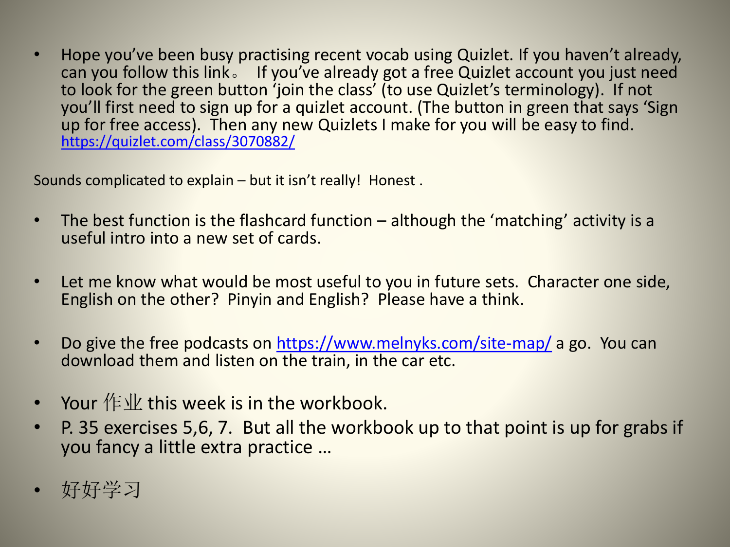- Hope you've been busy practising recent vocab using Quizlet. If you haven't already, can you follow this link。 If you've already got a free Quizlet account you just need to look for the green button 'join the class' (to use Quizlet's terminology). If not you'll first need to sign up for a quizlet account. (The button in green that says 'Sign up for free access). Then any new Quizlets I make for you will be easy to find. [https://quizlet.com/class/3070882/](https://quizlet.com/class/3070882/)

Sounds complicated to explain – but it isn't really! Honest .

- The best function is the flashcard function – although the 'matching' activity is a useful intro into a new set of cards.

- Let me know what would be most useful to you in future sets. Character one side, English on the other? Pinyin and English? Please have a think.

- Do give the free podcasts on [https://www.melnyks.com/site-map/](https://www.melnyks.com/site-map/) a go. You can download them and listen on the train, in the car etc.

- Your 作业 this week is in the workbook.
- P. 35 exercises 5,6, 7. But all the workbook up to that point is up for grabs if you fancy a little extra practice …

- 好好学习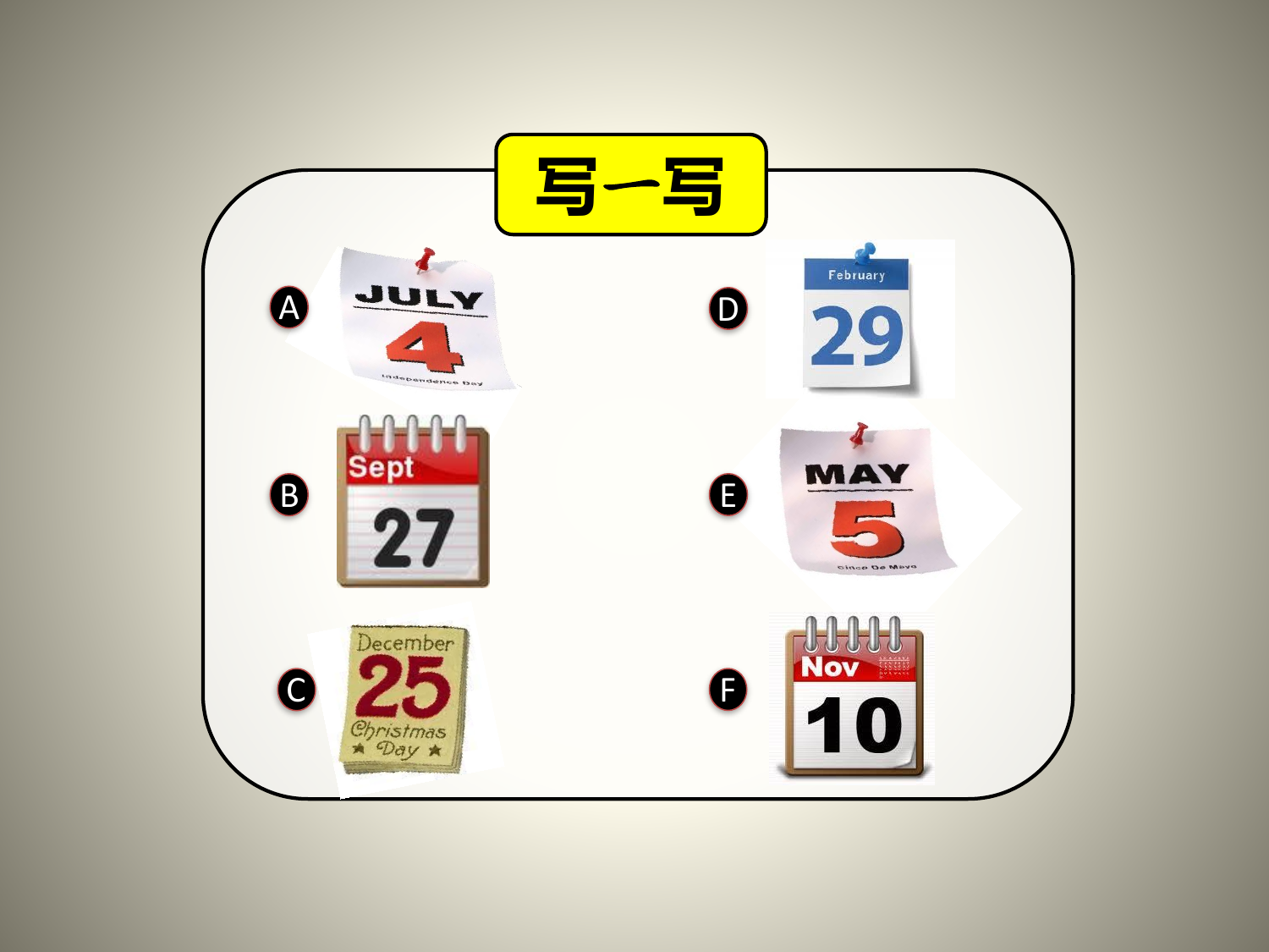# 写一写

A JULY 4 Independence Day

B Sept 27

C December 25 Christmas Day

D February 29

E MAY 5 Cinco De Mayo

F Nov 10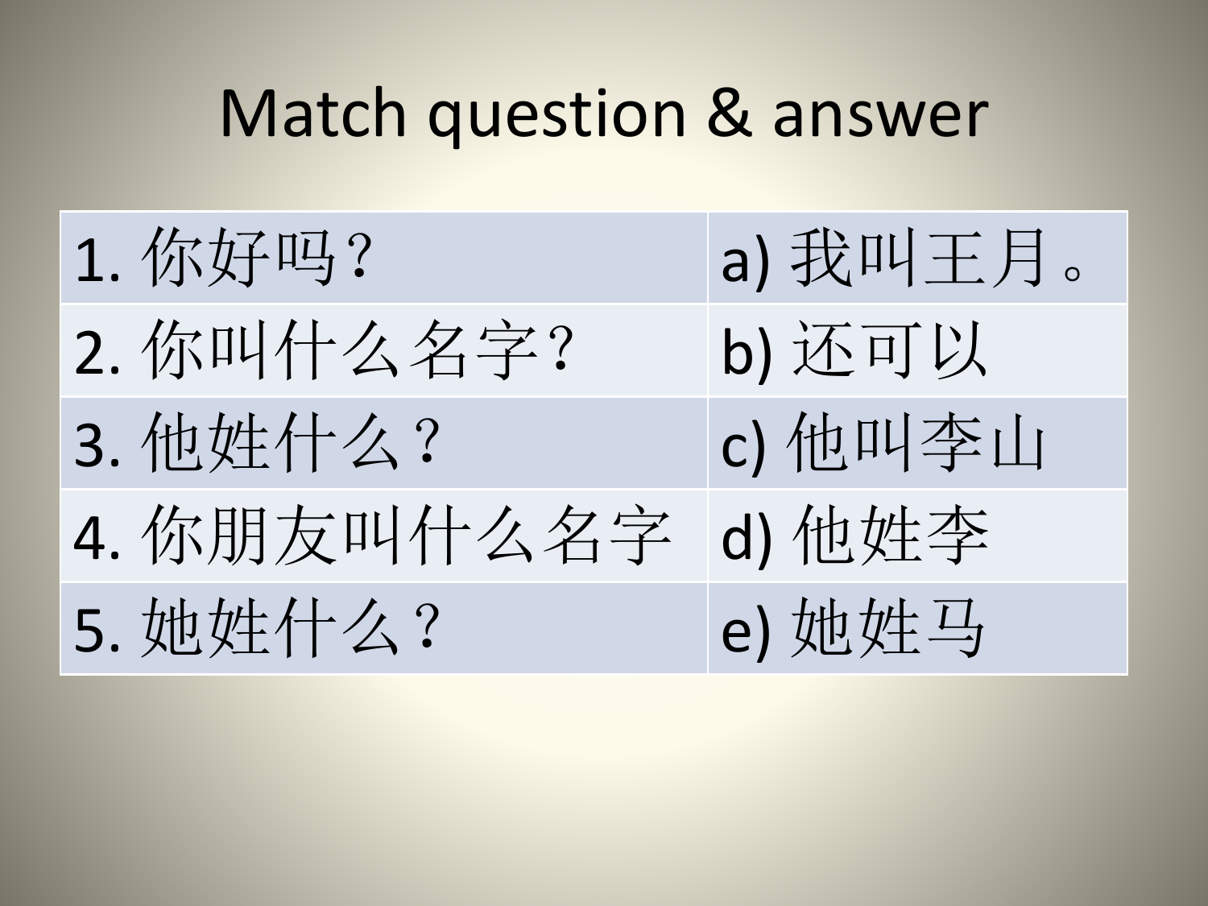# Match question & answer

| 1. 你好吗？ | a) 我叫王月。 |
| --- | --- |
| 2. 你叫什么名字？ | b) 还可以 |
| 3. 他姓什么？ | c) 他叫李山 |
| 4. 你朋友叫什么名字 | d) 他姓李 |
| 5. 她姓什么？ | e) 她姓马 |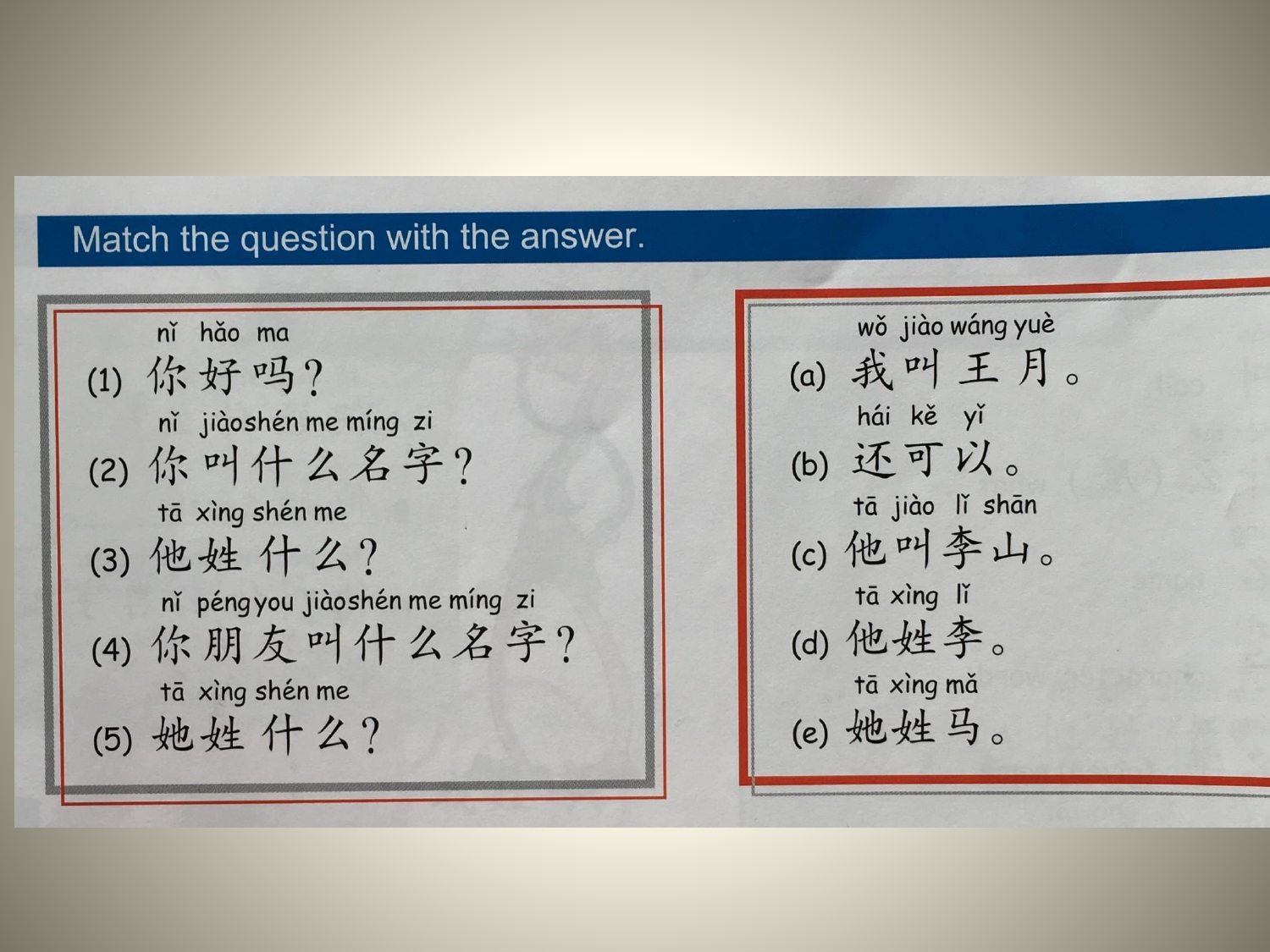## Match the question with the answer.

nǐ hǎo ma
(1) 你好吗？

nǐ jiàoshén me míng zi
(2) 你叫什么名字？

tā xìng shén me
(3) 他姓什么？

nǐ péngyou jiàoshén me míng zi
(4) 你朋友叫什么名字？

tā xìng shén me
(5) 她姓什么？

wǒ jiào wáng yuè
(a) 我叫王月。

hái kě yǐ
(b) 还可以。

tā jiào lǐ shān
(c) 他叫李山。

tā xìng lǐ
(d) 他姓李。

tā xìng mǎ
(e) 她姓马。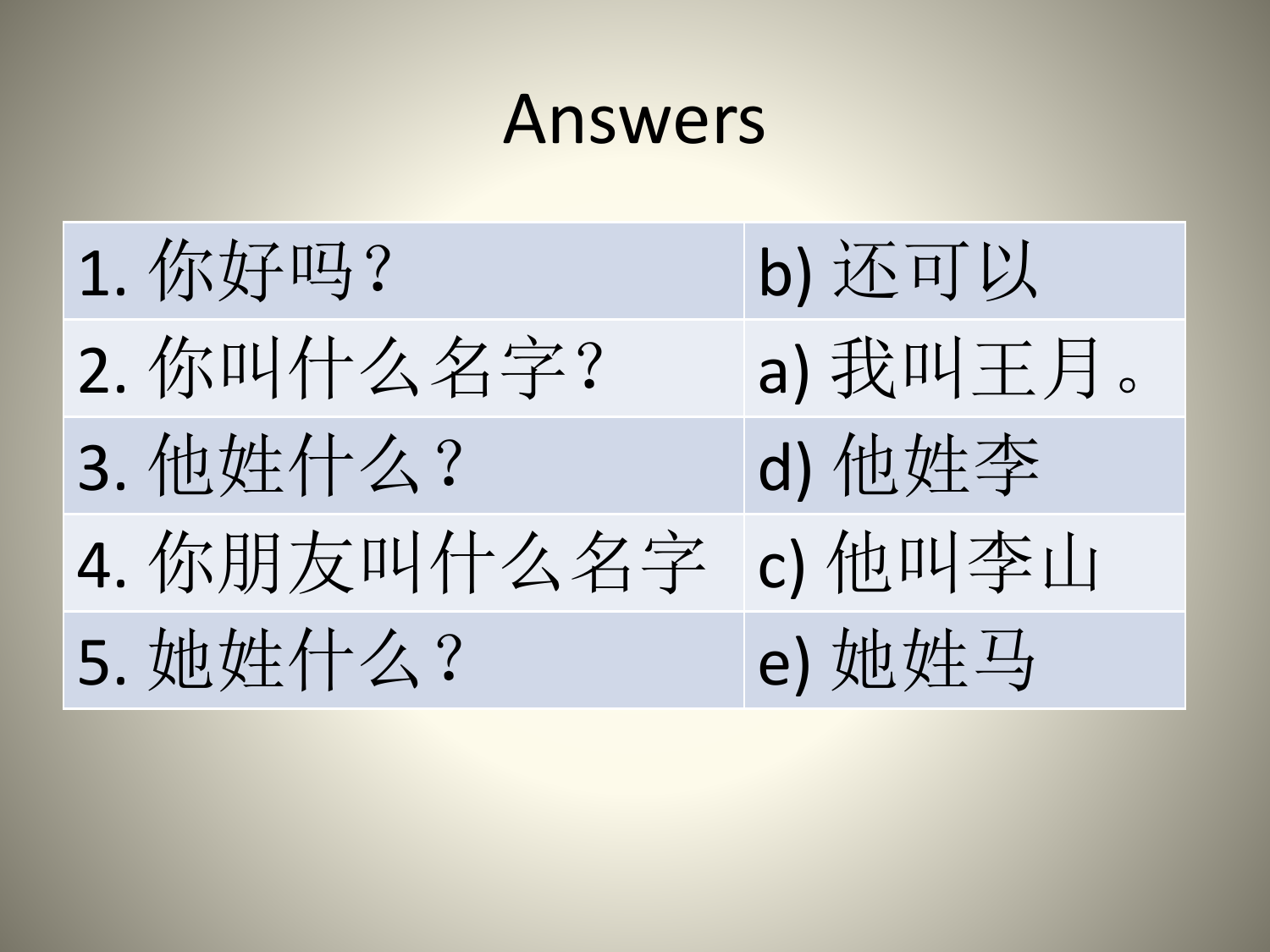# Answers

| | |
|---|---|
| 1. 你好吗？ | b) 还可以 |
| 2. 你叫什么名字？ | a) 我叫王月。 |
| 3. 他姓什么？ | d) 他姓李 |
| 4. 你朋友叫什么名字 | c) 他叫李山 |
| 5. 她姓什么？ | e) 她姓马 |